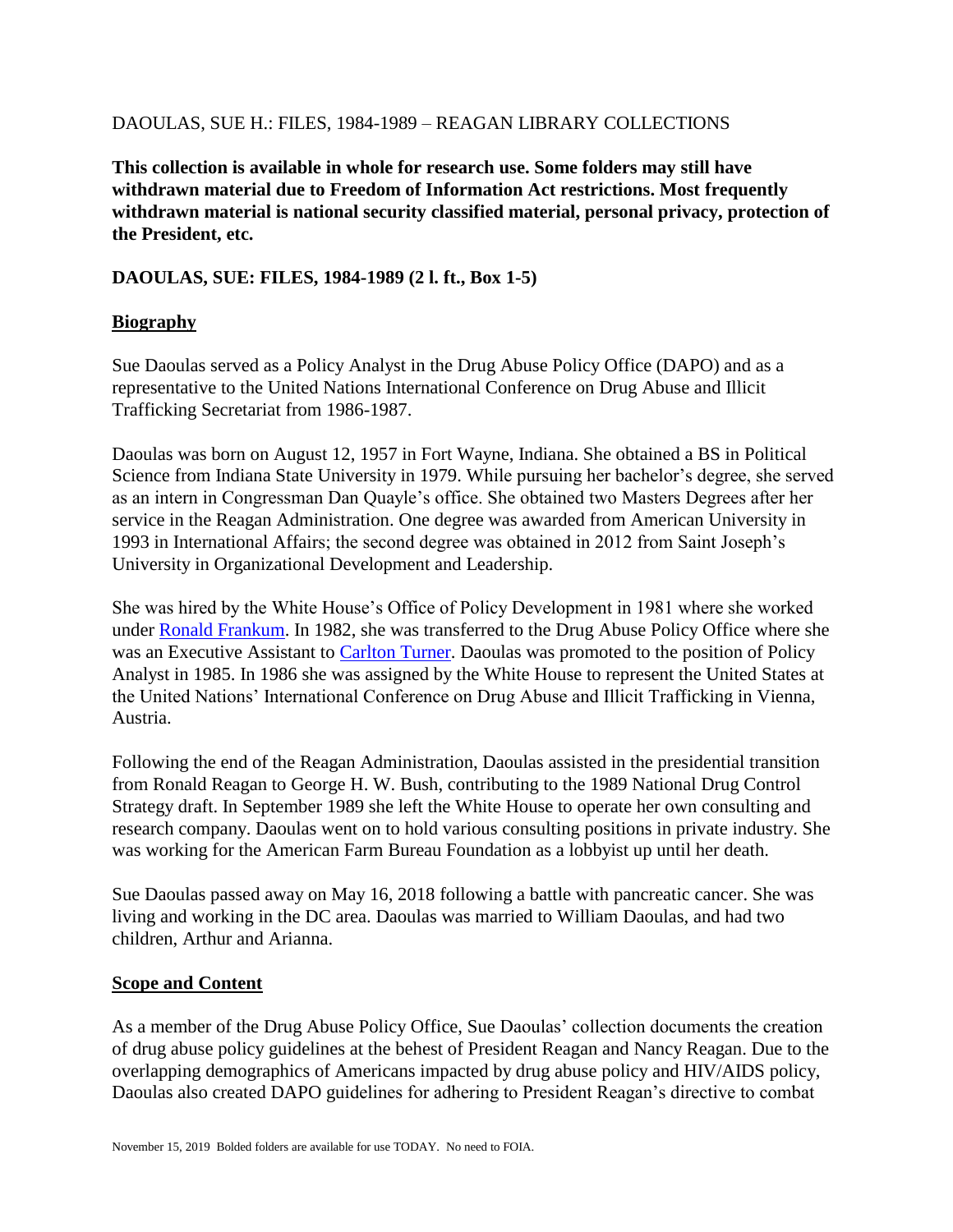DAOULAS, SUE H.: FILES, 1984-1989 – REAGAN LIBRARY COLLECTIONS

**This collection is available in whole for research use. Some folders may still have withdrawn material due to Freedom of Information Act restrictions. Most frequently withdrawn material is national security classified material, personal privacy, protection of the President, etc.**

**DAOULAS, SUE: FILES, 1984-1989 (2 l. ft., Box 1-5)**

## Biography

Sue Daoulas served as a Policy Analyst in the Drug Abuse Policy Office (DAPO) and as a representative to the United Nations International Conference on Drug Abuse and Illicit Trafficking Secretariat from 1986-1987.

Daoulas was born on August 12, 1957 in Fort Wayne, Indiana. She obtained a BS in Political Science from Indiana State University in 1979. While pursuing her bachelor's degree, she served as an intern in Congressman Dan Quayle's office. She obtained two Masters Degrees after her service in the Reagan Administration. One degree was awarded from American University in 1993 in International Affairs; the second degree was obtained in 2012 from Saint Joseph's University in Organizational Development and Leadership.

She was hired by the White House's Office of Policy Development in 1981 where she worked under Ronald Frankum. In 1982, she was transferred to the Drug Abuse Policy Office where she was an Executive Assistant to Carlton Turner. Daoulas was promoted to the position of Policy Analyst in 1985. In 1986 she was assigned by the White House to represent the United States at the United Nations' International Conference on Drug Abuse and Illicit Trafficking in Vienna, Austria.

Following the end of the Reagan Administration, Daoulas assisted in the presidential transition from Ronald Reagan to George H. W. Bush, contributing to the 1989 National Drug Control Strategy draft. In September 1989 she left the White House to operate her own consulting and research company. Daoulas went on to hold various consulting positions in private industry. She was working for the American Farm Bureau Foundation as a lobbyist up until her death.

Sue Daoulas passed away on May 16, 2018 following a battle with pancreatic cancer. She was living and working in the DC area. Daoulas was married to William Daoulas, and had two children, Arthur and Arianna.

## Scope and Content

As a member of the Drug Abuse Policy Office, Sue Daoulas' collection documents the creation of drug abuse policy guidelines at the behest of President Reagan and Nancy Reagan. Due to the overlapping demographics of Americans impacted by drug abuse policy and HIV/AIDS policy, Daoulas also created DAPO guidelines for adhering to President Reagan's directive to combat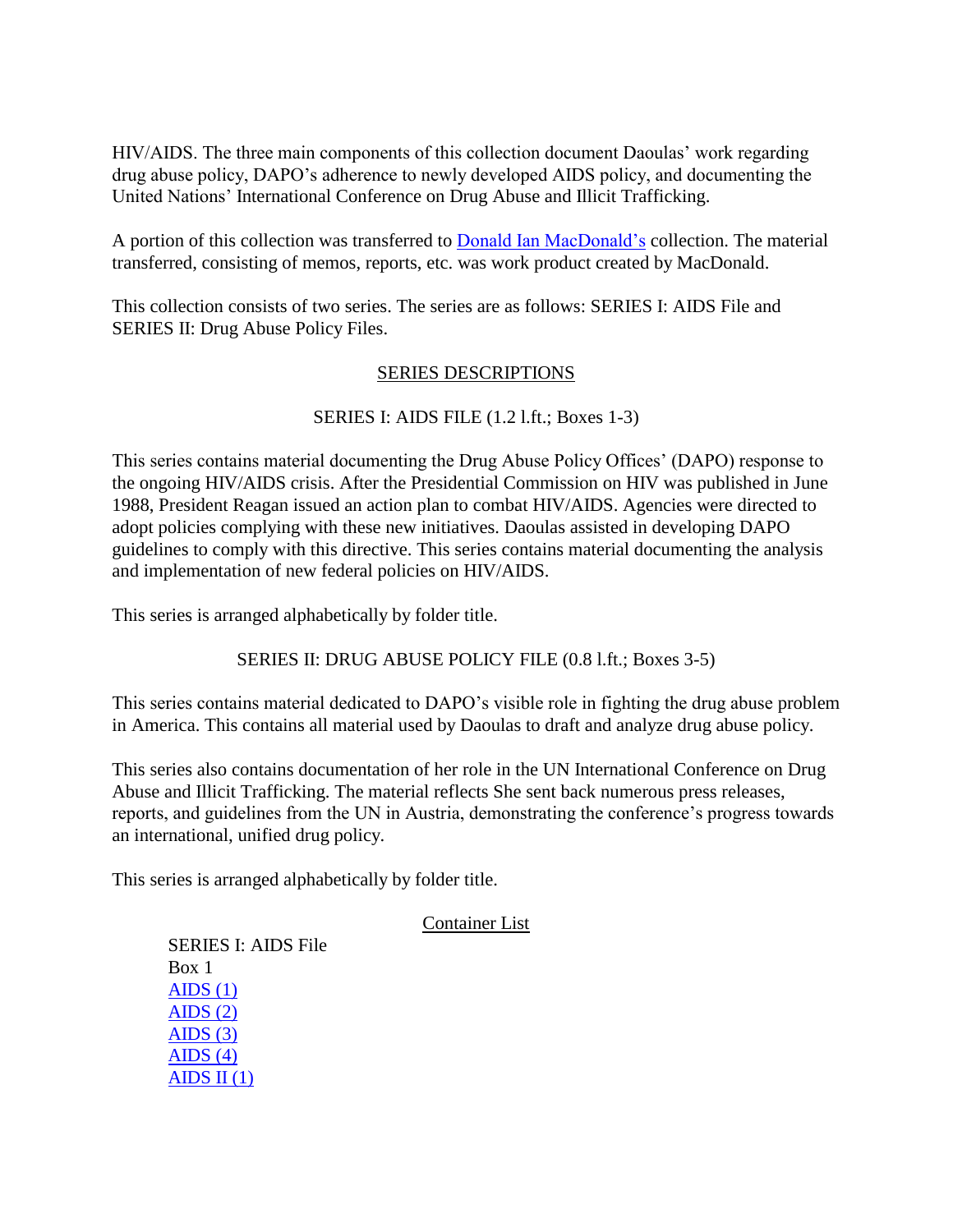HIV/AIDS. The three main components of this collection document Daoulas' work regarding drug abuse policy, DAPO's adherence to newly developed AIDS policy, and documenting the United Nations' International Conference on Drug Abuse and Illicit Trafficking.

A portion of this collection was transferred to [Donald Ian MacDonald's]() collection. The material transferred, consisting of memos, reports, etc. was work product created by MacDonald.

This collection consists of two series. The series are as follows: SERIES I: AIDS File and SERIES II: Drug Abuse Policy Files.

## SERIES DESCRIPTIONS

### SERIES I: AIDS FILE (1.2 l.ft.; Boxes 1-3)

This series contains material documenting the Drug Abuse Policy Offices' (DAPO) response to the ongoing HIV/AIDS crisis. After the Presidential Commission on HIV was published in June 1988, President Reagan issued an action plan to combat HIV/AIDS. Agencies were directed to adopt policies complying with these new initiatives. Daoulas assisted in developing DAPO guidelines to comply with this directive. This series contains material documenting the analysis and implementation of new federal policies on HIV/AIDS.

This series is arranged alphabetically by folder title.

### SERIES II: DRUG ABUSE POLICY FILE (0.8 l.ft.; Boxes 3-5)

This series contains material dedicated to DAPO's visible role in fighting the drug abuse problem in America. This contains all material used by Daoulas to draft and analyze drug abuse policy.

This series also contains documentation of her role in the UN International Conference on Drug Abuse and Illicit Trafficking. The material reflects She sent back numerous press releases, reports, and guidelines from the UN in Austria, demonstrating the conference's progress towards an international, unified drug policy.

This series is arranged alphabetically by folder title.

## Container List

SERIES I: AIDS File
Box 1
AIDS (1)
AIDS (2)
AIDS (3)
AIDS (4)
AIDS II (1)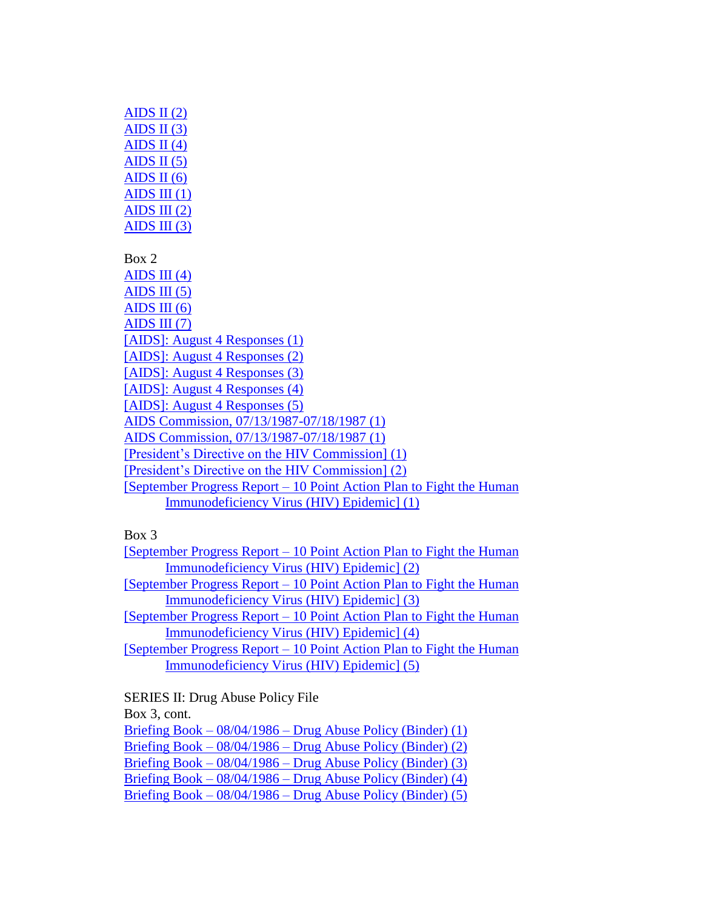AIDS II (2)
AIDS II (3)
AIDS II (4)
AIDS II (5)
AIDS II (6)
AIDS III (1)
AIDS III (2)
AIDS III (3)

Box 2
AIDS III (4)
AIDS III (5)
AIDS III (6)
AIDS III (7)
[AIDS]: August 4 Responses (1)
[AIDS]: August 4 Responses (2)
[AIDS]: August 4 Responses (3)
[AIDS]: August 4 Responses (4)
[AIDS]: August 4 Responses (5)
AIDS Commission, 07/13/1987-07/18/1987 (1)
AIDS Commission, 07/13/1987-07/18/1987 (1)
[President's Directive on the HIV Commission] (1)
[President's Directive on the HIV Commission] (2)
[September Progress Report – 10 Point Action Plan to Fight the Human Immunodeficiency Virus (HIV) Epidemic] (1)

Box 3
[September Progress Report – 10 Point Action Plan to Fight the Human Immunodeficiency Virus (HIV) Epidemic] (2)
[September Progress Report – 10 Point Action Plan to Fight the Human Immunodeficiency Virus (HIV) Epidemic] (3)
[September Progress Report – 10 Point Action Plan to Fight the Human Immunodeficiency Virus (HIV) Epidemic] (4)
[September Progress Report – 10 Point Action Plan to Fight the Human Immunodeficiency Virus (HIV) Epidemic] (5)

SERIES II: Drug Abuse Policy File
Box 3, cont.
Briefing Book – 08/04/1986 – Drug Abuse Policy (Binder) (1)
Briefing Book – 08/04/1986 – Drug Abuse Policy (Binder) (2)
Briefing Book – 08/04/1986 – Drug Abuse Policy (Binder) (3)
Briefing Book – 08/04/1986 – Drug Abuse Policy (Binder) (4)
Briefing Book – 08/04/1986 – Drug Abuse Policy (Binder) (5)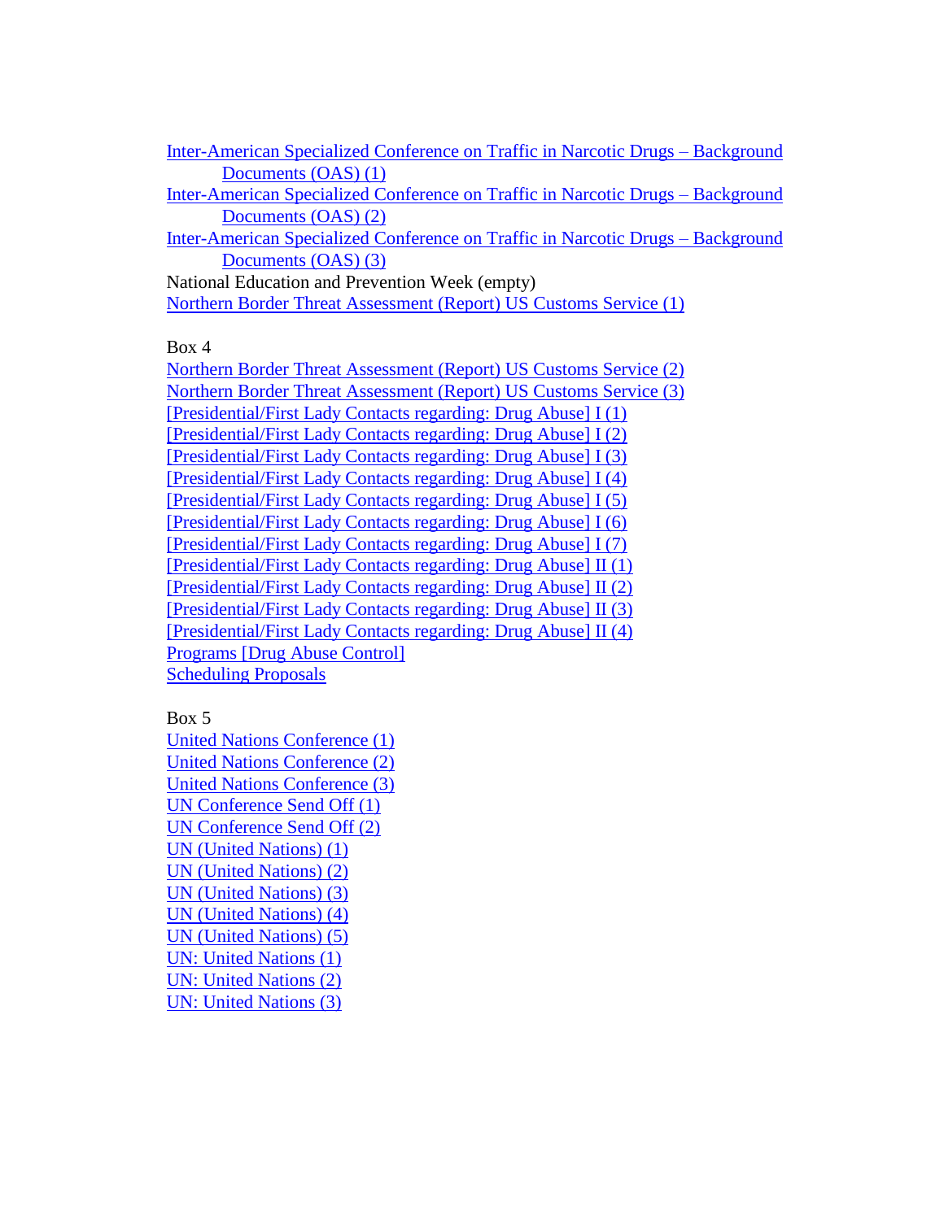Inter-American Specialized Conference on Traffic in Narcotic Drugs – Background Documents (OAS) (1)
Inter-American Specialized Conference on Traffic in Narcotic Drugs – Background Documents (OAS) (2)
Inter-American Specialized Conference on Traffic in Narcotic Drugs – Background Documents (OAS) (3)
National Education and Prevention Week (empty)
Northern Border Threat Assessment (Report) US Customs Service (1)

Box 4
Northern Border Threat Assessment (Report) US Customs Service (2)
Northern Border Threat Assessment (Report) US Customs Service (3)
[Presidential/First Lady Contacts regarding: Drug Abuse] I (1)
[Presidential/First Lady Contacts regarding: Drug Abuse] I (2)
[Presidential/First Lady Contacts regarding: Drug Abuse] I (3)
[Presidential/First Lady Contacts regarding: Drug Abuse] I (4)
[Presidential/First Lady Contacts regarding: Drug Abuse] I (5)
[Presidential/First Lady Contacts regarding: Drug Abuse] I (6)
[Presidential/First Lady Contacts regarding: Drug Abuse] I (7)
[Presidential/First Lady Contacts regarding: Drug Abuse] II (1)
[Presidential/First Lady Contacts regarding: Drug Abuse] II (2)
[Presidential/First Lady Contacts regarding: Drug Abuse] II (3)
[Presidential/First Lady Contacts regarding: Drug Abuse] II (4)
Programs [Drug Abuse Control]
Scheduling Proposals

Box 5
United Nations Conference (1)
United Nations Conference (2)
United Nations Conference (3)
UN Conference Send Off (1)
UN Conference Send Off (2)
UN (United Nations) (1)
UN (United Nations) (2)
UN (United Nations) (3)
UN (United Nations) (4)
UN (United Nations) (5)
UN: United Nations (1)
UN: United Nations (2)
UN: United Nations (3)